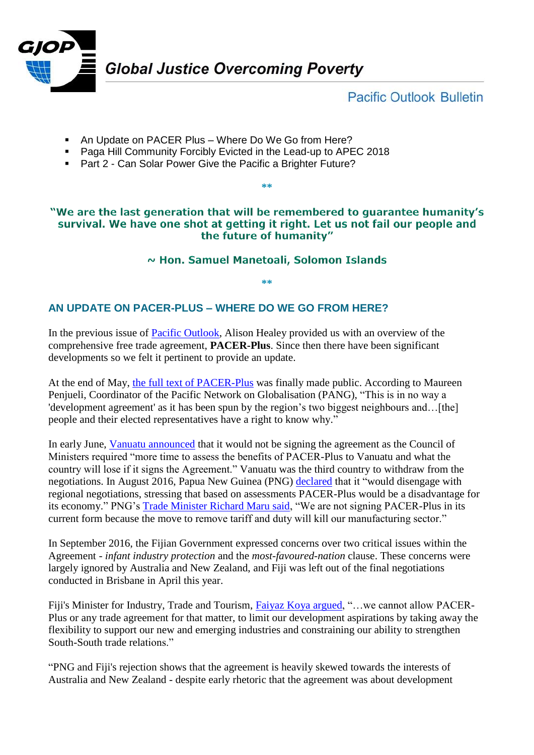# Global Justice Overcoming Poverty

## Pacific Outlook Bulletin

- An Update on PACER Plus – Where Do We Go from Here?
- Paga Hill Community Forcibly Evicted in the Lead-up to APEC 2018
- Part 2 - Can Solar Power Give the Pacific a Brighter Future?

**

**"We are the last generation that will be remembered to guarantee humanity's survival. We have one shot at getting it right. Let us not fail our people and the future of humanity"**

**~ Hon. Samuel Manetoali, Solomon Islands**

**

## AN UPDATE ON PACER-PLUS – WHERE DO WE GO FROM HERE?

In the previous issue of Pacific Outlook, Alison Healey provided us with an overview of the comprehensive free trade agreement, **PACER-Plus**. Since then there have been significant developments so we felt it pertinent to provide an update.

At the end of May, the full text of PACER-Plus was finally made public. According to Maureen Penjueli, Coordinator of the Pacific Network on Globalisation (PANG), "This is in no way a 'development agreement' as it has been spun by the region's two biggest neighbours and…[the] people and their elected representatives have a right to know why."

In early June, Vanuatu announced that it would not be signing the agreement as the Council of Ministers required "more time to assess the benefits of PACER-Plus to Vanuatu and what the country will lose if it signs the Agreement." Vanuatu was the third country to withdraw from the negotiations. In August 2016, Papua New Guinea (PNG) declared that it "would disengage with regional negotiations, stressing that based on assessments PACER-Plus would be a disadvantage for its economy." PNG's Trade Minister Richard Maru said, "We are not signing PACER-Plus in its current form because the move to remove tariff and duty will kill our manufacturing sector."

In September 2016, the Fijian Government expressed concerns over two critical issues within the Agreement - *infant industry protection* and the *most-favoured-nation* clause. These concerns were largely ignored by Australia and New Zealand, and Fiji was left out of the final negotiations conducted in Brisbane in April this year.

Fiji's Minister for Industry, Trade and Tourism, Faiyaz Koya argued, "…we cannot allow PACER-Plus or any trade agreement for that matter, to limit our development aspirations by taking away the flexibility to support our new and emerging industries and constraining our ability to strengthen South-South trade relations."

"PNG and Fiji's rejection shows that the agreement is heavily skewed towards the interests of Australia and New Zealand - despite early rhetoric that the agreement was about development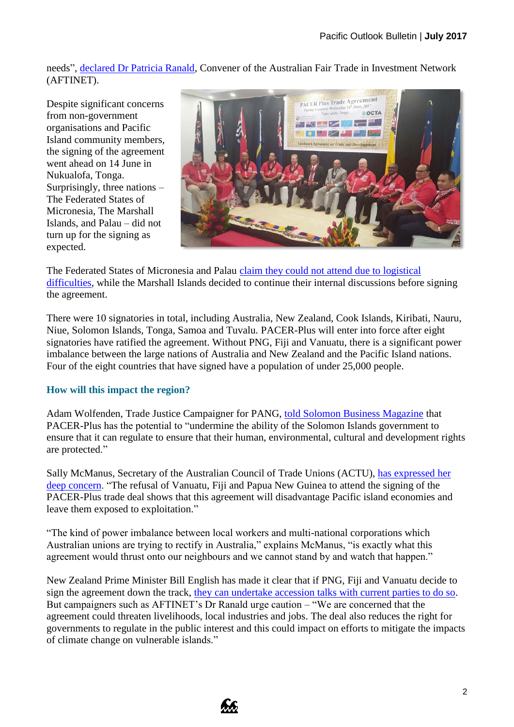needs", declared Dr Patricia Ranald, Convener of the Australian Fair Trade in Investment Network (AFTINET).

Despite significant concerns from non-government organisations and Pacific Island community members, the signing of the agreement went ahead on 14 June in Nukualofa, Tonga. Surprisingly, three nations – The Federated States of Micronesia, The Marshall Islands, and Palau – did not turn up for the signing as expected.

The Federated States of Micronesia and Palau claim they could not attend due to logistical difficulties, while the Marshall Islands decided to continue their internal discussions before signing the agreement.

There were 10 signatories in total, including Australia, New Zealand, Cook Islands, Kiribati, Nauru, Niue, Solomon Islands, Tonga, Samoa and Tuvalu. PACER-Plus will enter into force after eight signatories have ratified the agreement. Without PNG, Fiji and Vanuatu, there is a significant power imbalance between the large nations of Australia and New Zealand and the Pacific Island nations. Four of the eight countries that have signed have a population of under 25,000 people.

### How will this impact the region?

Adam Wolfenden, Trade Justice Campaigner for PANG, told Solomon Business Magazine that PACER-Plus has the potential to "undermine the ability of the Solomon Islands government to ensure that it can regulate to ensure that their human, environmental, cultural and development rights are protected."

Sally McManus, Secretary of the Australian Council of Trade Unions (ACTU), has expressed her deep concern. "The refusal of Vanuatu, Fiji and Papua New Guinea to attend the signing of the PACER-Plus trade deal shows that this agreement will disadvantage Pacific island economies and leave them exposed to exploitation."

"The kind of power imbalance between local workers and multi-national corporations which Australian unions are trying to rectify in Australia," explains McManus, "is exactly what this agreement would thrust onto our neighbours and we cannot stand by and watch that happen."

New Zealand Prime Minister Bill English has made it clear that if PNG, Fiji and Vanuatu decide to sign the agreement down the track, they can undertake accession talks with current parties to do so. But campaigners such as AFTINET's Dr Ranald urge caution – "We are concerned that the agreement could threaten livelihoods, local industries and jobs. The deal also reduces the right for governments to regulate in the public interest and this could impact on efforts to mitigate the impacts of climate change on vulnerable islands."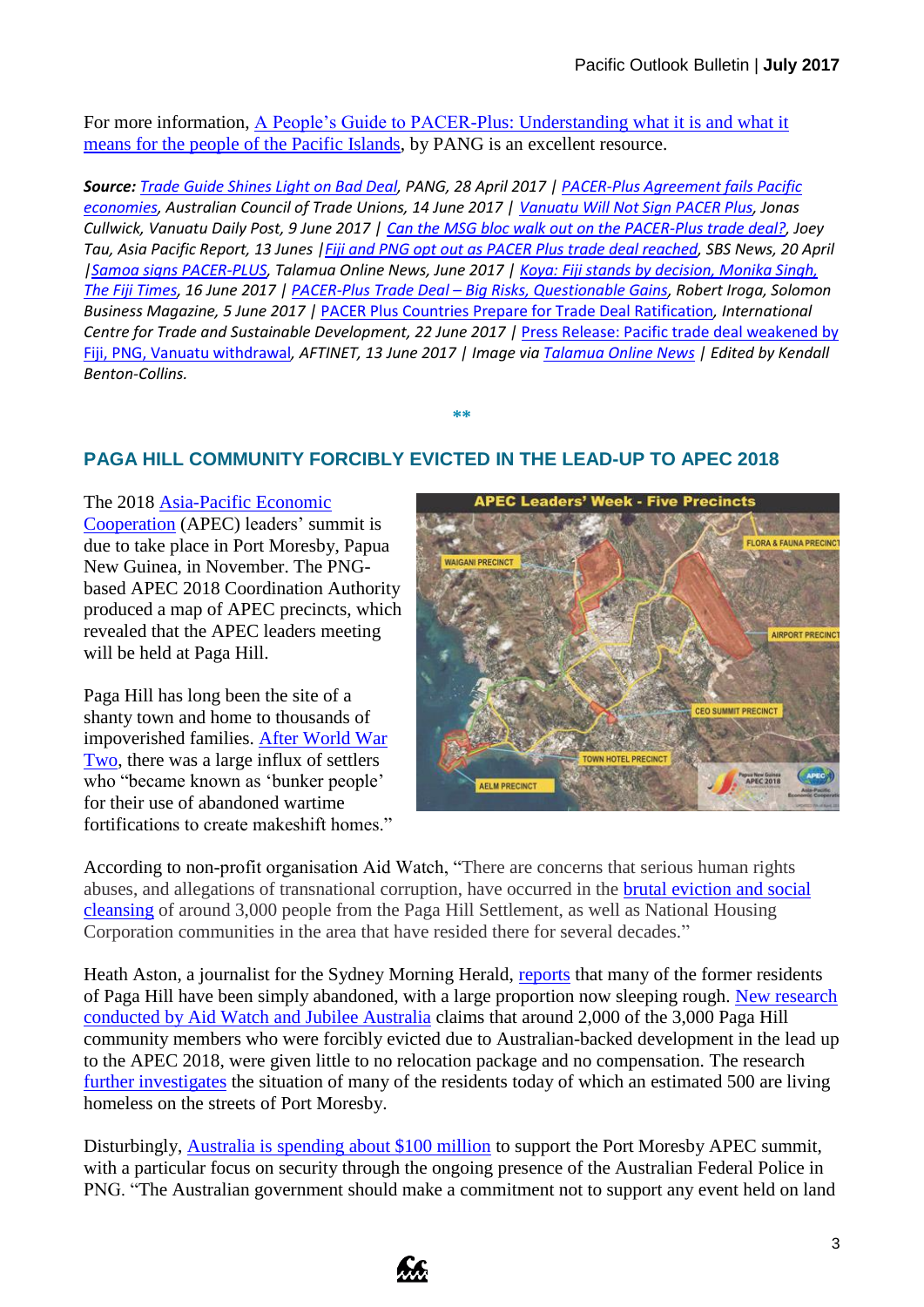For more information, A People's Guide to PACER-Plus: Understanding what it is and what it means for the people of the Pacific Islands, by PANG is an excellent resource.

***Source:** Trade Guide Shines Light on Bad Deal, PANG, 28 April 2017 | PACER-Plus Agreement fails Pacific economies, Australian Council of Trade Unions, 14 June 2017 | Vanuatu Will Not Sign PACER Plus, Jonas Cullwick, Vanuatu Daily Post, 9 June 2017 | Can the MSG bloc walk out on the PACER-Plus trade deal?, Joey Tau, Asia Pacific Report, 13 Junes | Fiji and PNG opt out as PACER Plus trade deal reached, SBS News, 20 April | Samoa signs PACER-PLUS, Talamua Online News, June 2017 | Koya: Fiji stands by decision, Monika Singh, The Fiji Times, 16 June 2017 | PACER-Plus Trade Deal – Big Risks, Questionable Gains, Robert Iroga, Solomon Business Magazine, 5 June 2017 | PACER Plus Countries Prepare for Trade Deal Ratification, International Centre for Trade and Sustainable Development, 22 June 2017 | Press Release: Pacific trade deal weakened by Fiji, PNG, Vanuatu withdrawal, AFTINET, 13 June 2017 | Image via Talamua Online News | Edited by Kendall Benton-Collins.*

**

## PAGA HILL COMMUNITY FORCIBLY EVICTED IN THE LEAD-UP TO APEC 2018

The 2018 Asia-Pacific Economic Cooperation (APEC) leaders' summit is due to take place in Port Moresby, Papua New Guinea, in November. The PNG-based APEC 2018 Coordination Authority produced a map of APEC precincts, which revealed that the APEC leaders meeting will be held at Paga Hill.

Paga Hill has long been the site of a shanty town and home to thousands of impoverished families. After World War Two, there was a large influx of settlers who "became known as 'bunker people' for their use of abandoned wartime fortifications to create makeshift homes."

According to non-profit organisation Aid Watch, "There are concerns that serious human rights abuses, and allegations of transnational corruption, have occurred in the brutal eviction and social cleansing of around 3,000 people from the Paga Hill Settlement, as well as National Housing Corporation communities in the area that have resided there for several decades."

Heath Aston, a journalist for the Sydney Morning Herald, reports that many of the former residents of Paga Hill have been simply abandoned, with a large proportion now sleeping rough. New research conducted by Aid Watch and Jubilee Australia claims that around 2,000 of the 3,000 Paga Hill community members who were forcibly evicted due to Australian-backed development in the lead up to the APEC 2018, were given little to no relocation package and no compensation. The research further investigates the situation of many of the residents today of which an estimated 500 are living homeless on the streets of Port Moresby.

Disturbingly, Australia is spending about $100 million to support the Port Moresby APEC summit, with a particular focus on security through the ongoing presence of the Australian Federal Police in PNG. "The Australian government should make a commitment not to support any event held on land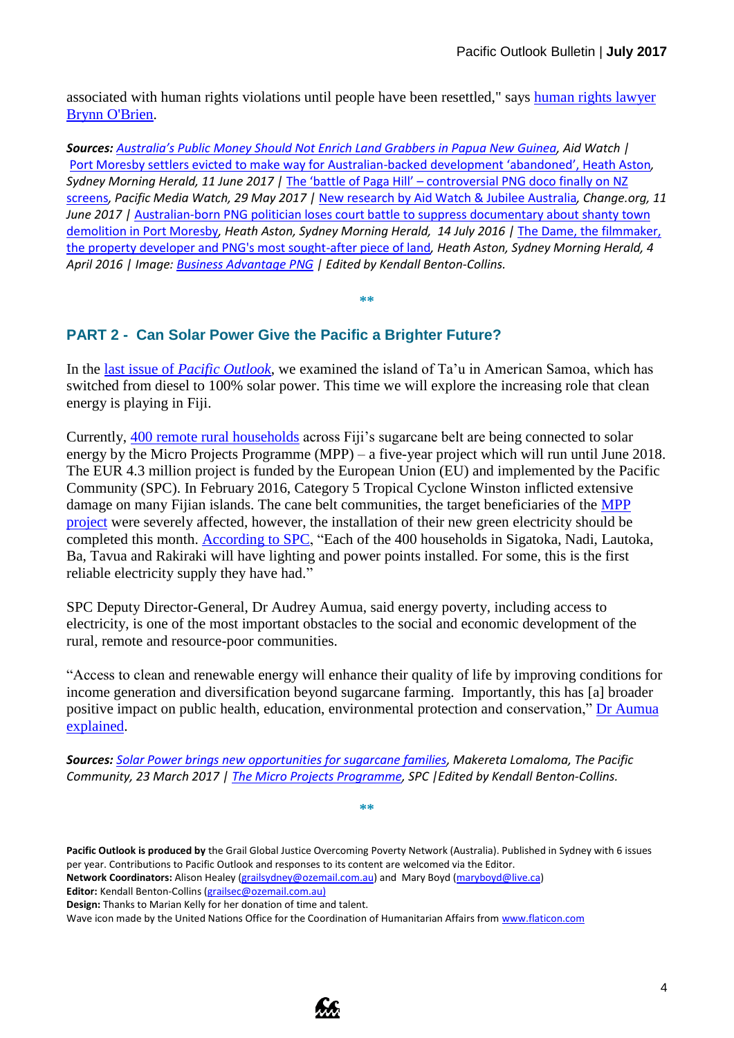associated with human rights violations until people have been resettled," says human rights lawyer Brynn O'Brien.

***Sources:*** *Australia's Public Money Should Not Enrich Land Grabbers in Papua New Guinea, Aid Watch | Port Moresby settlers evicted to make way for Australian-backed development 'abandoned', Heath Aston, Sydney Morning Herald, 11 June 2017 | The 'battle of Paga Hill' – controversial PNG doco finally on NZ screens, Pacific Media Watch, 29 May 2017 | New research by Aid Watch & Jubilee Australia, Change.org, 11 June 2017 | Australian-born PNG politician loses court battle to suppress documentary about shanty town demolition in Port Moresby, Heath Aston, Sydney Morning Herald, 14 July 2016 | The Dame, the filmmaker, the property developer and PNG's most sought-after piece of land, Heath Aston, Sydney Morning Herald, 4 April 2016 | Image: Business Advantage PNG | Edited by Kendall Benton-Collins.*

**

## PART 2 - Can Solar Power Give the Pacific a Brighter Future?

In the last issue of *Pacific Outlook*, we examined the island of Ta'u in American Samoa, which has switched from diesel to 100% solar power. This time we will explore the increasing role that clean energy is playing in Fiji.

Currently, 400 remote rural households across Fiji's sugarcane belt are being connected to solar energy by the Micro Projects Programme (MPP) – a five-year project which will run until June 2018. The EUR 4.3 million project is funded by the European Union (EU) and implemented by the Pacific Community (SPC). In February 2016, Category 5 Tropical Cyclone Winston inflicted extensive damage on many Fijian islands. The cane belt communities, the target beneficiaries of the MPP project were severely affected, however, the installation of their new green electricity should be completed this month. According to SPC, "Each of the 400 households in Sigatoka, Nadi, Lautoka, Ba, Tavua and Rakiraki will have lighting and power points installed. For some, this is the first reliable electricity supply they have had."

SPC Deputy Director-General, Dr Audrey Aumua, said energy poverty, including access to electricity, is one of the most important obstacles to the social and economic development of the rural, remote and resource-poor communities.

"Access to clean and renewable energy will enhance their quality of life by improving conditions for income generation and diversification beyond sugarcane farming. Importantly, this has [a] broader positive impact on public health, education, environmental protection and conservation," Dr Aumua explained.

***Sources:*** *Solar Power brings new opportunities for sugarcane families, Makereta Lomaloma, The Pacific Community, 23 March 2017 | The Micro Projects Programme, SPC |Edited by Kendall Benton-Collins.*

**

**Pacific Outlook is produced by** the Grail Global Justice Overcoming Poverty Network (Australia). Published in Sydney with 6 issues per year. Contributions to Pacific Outlook and responses to its content are welcomed via the Editor.
**Network Coordinators:** Alison Healey (grailsydney@ozemail.com.au) and Mary Boyd (maryboyd@live.ca)
**Editor:** Kendall Benton-Collins (grailsec@ozemail.com.au)
**Design:** Thanks to Marian Kelly for her donation of time and talent.
Wave icon made by the United Nations Office for the Coordination of Humanitarian Affairs from www.flaticon.com